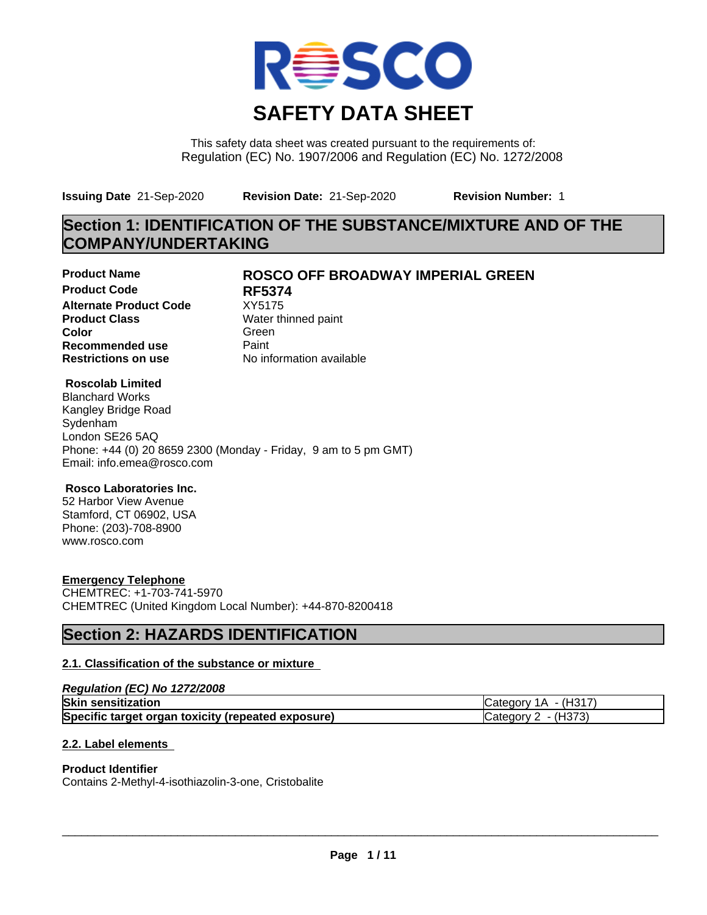# SAFETY DATA SHEET

This safety data sheet was created pursuant to the requirements of:
Regulation (EC) No. 1907/2006 and Regulation (EC) No. 1272/2008

**Issuing Date** 21-Sep-2020 **Revision Date:** 21-Sep-2020 **Revision Number:** 1

## Section 1: IDENTIFICATION OF THE SUBSTANCE/MIXTURE AND OF THE COMPANY/UNDERTAKING

**Product Name** **ROSCO OFF BROADWAY IMPERIAL GREEN**
**Product Code** **RF5374**
**Alternate Product Code** XY5175
**Product Class** Water thinned paint
**Color** Green
**Recommended use** Paint
**Restrictions on use** No information available

**Roscolab Limited**
Blanchard Works
Kangley Bridge Road
Sydenham
London SE26 5AQ
Phone: +44 (0) 20 8659 2300 (Monday - Friday, 9 am to 5 pm GMT)
Email: info.emea@rosco.com

**Rosco Laboratories Inc.**
52 Harbor View Avenue
Stamford, CT 06902, USA
Phone: (203)-708-8900
www.rosco.com

**Emergency Telephone**
CHEMTREC: +1-703-741-5970
CHEMTREC (United Kingdom Local Number): +44-870-8200418

## Section 2: HAZARDS IDENTIFICATION

### 2.1. Classification of the substance or mixture

***Regulation (EC) No 1272/2008***

| | |
|---|---|
| **Skin sensitization** | Category 1A - (H317) |
| **Specific target organ toxicity (repeated exposure)** | Category 2 - (H373) |

### 2.2. Label elements

**Product Identifier**
Contains 2-Methyl-4-isothiazolin-3-one, Cristobalite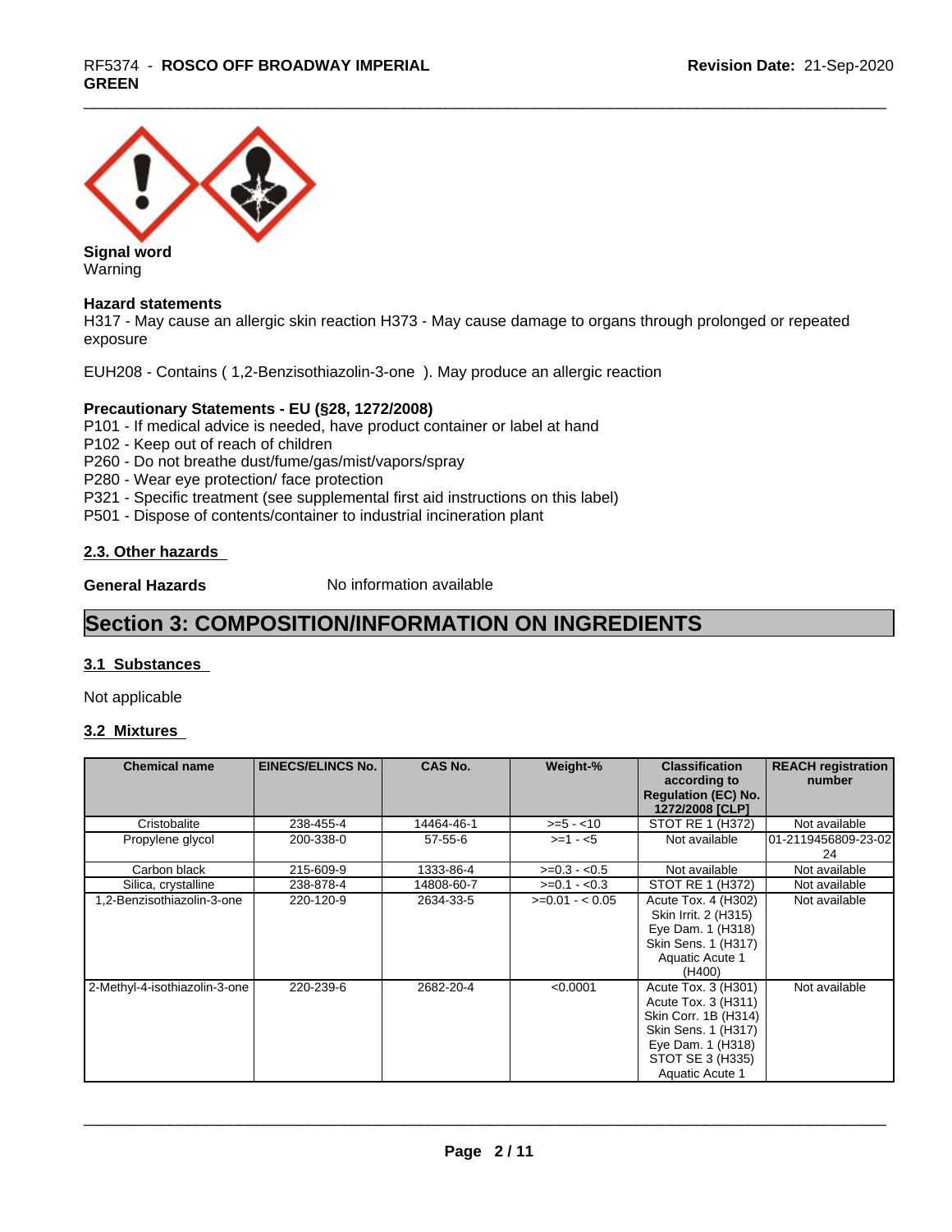**Signal word**
Warning

**Hazard statements**
H317 - May cause an allergic skin reaction H373 - May cause damage to organs through prolonged or repeated exposure

EUH208 - Contains ( 1,2-Benzisothiazolin-3-one ). May produce an allergic reaction

**Precautionary Statements - EU (§28, 1272/2008)**
P101 - If medical advice is needed, have product container or label at hand
P102 - Keep out of reach of children
P260 - Do not breathe dust/fume/gas/mist/vapors/spray
P280 - Wear eye protection/ face protection
P321 - Specific treatment (see supplemental first aid instructions on this label)
P501 - Dispose of contents/container to industrial incineration plant

### 2.3. Other hazards

**General Hazards** No information available

# Section 3: COMPOSITION/INFORMATION ON INGREDIENTS

### 3.1 Substances

Not applicable

### 3.2 Mixtures

| Chemical name | EINECS/ELINCS No. | CAS No. | Weight-% | Classification according to Regulation (EC) No. 1272/2008 [CLP] | REACH registration number |
|---|---|---|---|---|---|
| Cristobalite | 238-455-4 | 14464-46-1 | >=5 - <10 | STOT RE 1 (H372) | Not available |
| Propylene glycol | 200-338-0 | 57-55-6 | >=1 - <5 | Not available | 01-2119456809-23-02 24 |
| Carbon black | 215-609-9 | 1333-86-4 | >=0.3 - <0.5 | Not available | Not available |
| Silica, crystalline | 238-878-4 | 14808-60-7 | >=0.1 - <0.3 | STOT RE 1 (H372) | Not available |
| 1,2-Benzisothiazolin-3-one | 220-120-9 | 2634-33-5 | >=0.01 - < 0.05 | Acute Tox. 4 (H302) Skin Irrit. 2 (H315) Eye Dam. 1 (H318) Skin Sens. 1 (H317) Aquatic Acute 1 (H400) | Not available |
| 2-Methyl-4-isothiazolin-3-one | 220-239-6 | 2682-20-4 | <0.0001 | Acute Tox. 3 (H301) Acute Tox. 3 (H311) Skin Corr. 1B (H314) Skin Sens. 1 (H317) Eye Dam. 1 (H318) STOT SE 3 (H335) Aquatic Acute 1 | Not available |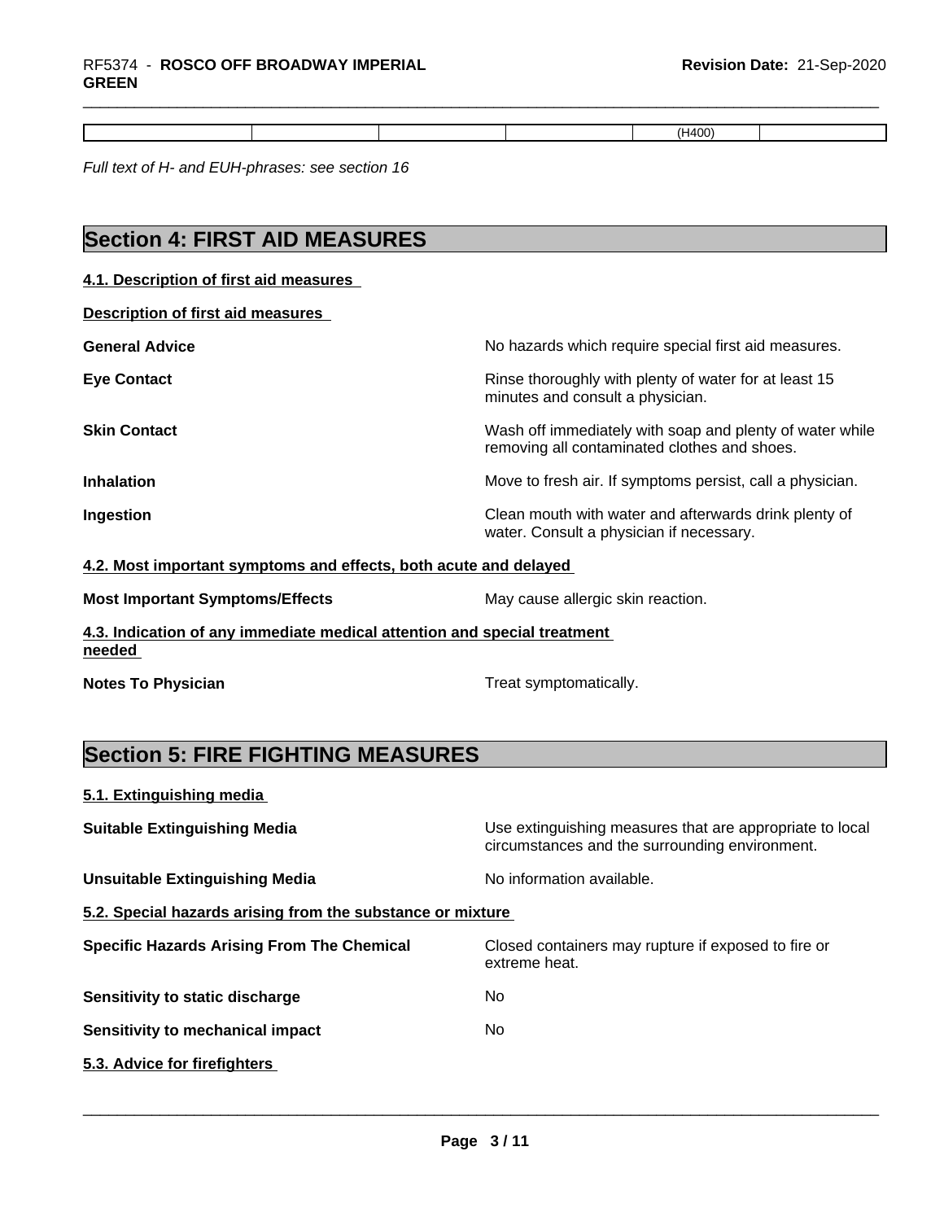| | | | | (H400) | |
|---|---|---|---|---|---|

*Full text of H- and EUH-phrases: see section 16*

## Section 4: FIRST AID MEASURES

### 4.1. Description of first aid measures

**Description of first aid measures**

| | |
|---|---|
| **General Advice** | No hazards which require special first aid measures. |
| **Eye Contact** | Rinse thoroughly with plenty of water for at least 15 minutes and consult a physician. |
| **Skin Contact** | Wash off immediately with soap and plenty of water while removing all contaminated clothes and shoes. |
| **Inhalation** | Move to fresh air. If symptoms persist, call a physician. |
| **Ingestion** | Clean mouth with water and afterwards drink plenty of water. Consult a physician if necessary. |

### 4.2. Most important symptoms and effects, both acute and delayed

| | |
|---|---|
| **Most Important Symptoms/Effects** | May cause allergic skin reaction. |

### 4.3. Indication of any immediate medical attention and special treatment needed

| | |
|---|---|
| **Notes To Physician** | Treat symptomatically. |

## Section 5: FIRE FIGHTING MEASURES

### 5.1. Extinguishing media

| | |
|---|---|
| **Suitable Extinguishing Media** | Use extinguishing measures that are appropriate to local circumstances and the surrounding environment. |
| **Unsuitable Extinguishing Media** | No information available. |

### 5.2. Special hazards arising from the substance or mixture

| | |
|---|---|
| **Specific Hazards Arising From The Chemical** | Closed containers may rupture if exposed to fire or extreme heat. |
| **Sensitivity to static discharge** | No |
| **Sensitivity to mechanical impact** | No |

### 5.3. Advice for firefighters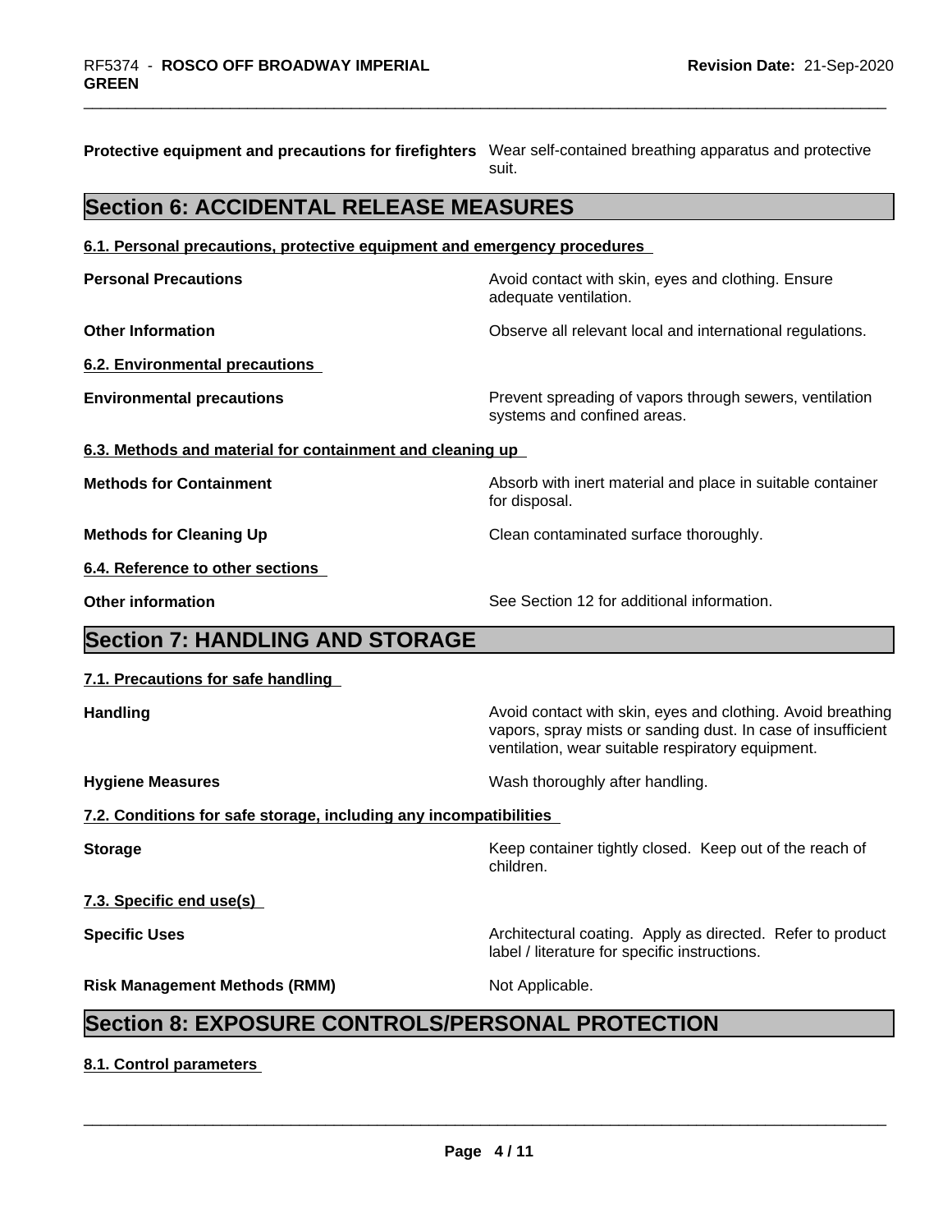**Protective equipment and precautions for firefighters** Wear self-contained breathing apparatus and protective suit.

## Section 6: ACCIDENTAL RELEASE MEASURES

### 6.1. Personal precautions, protective equipment and emergency procedures

**Personal Precautions** Avoid contact with skin, eyes and clothing. Ensure adequate ventilation.

**Other Information** Observe all relevant local and international regulations.

### 6.2. Environmental precautions

**Environmental precautions** Prevent spreading of vapors through sewers, ventilation systems and confined areas.

### 6.3. Methods and material for containment and cleaning up

**Methods for Containment** Absorb with inert material and place in suitable container for disposal.

**Methods for Cleaning Up** Clean contaminated surface thoroughly.

### 6.4. Reference to other sections

**Other information** See Section 12 for additional information.

## Section 7: HANDLING AND STORAGE

### 7.1. Precautions for safe handling

**Handling** Avoid contact with skin, eyes and clothing. Avoid breathing vapors, spray mists or sanding dust. In case of insufficient ventilation, wear suitable respiratory equipment.

**Hygiene Measures** Wash thoroughly after handling.

### 7.2. Conditions for safe storage, including any incompatibilities

**Storage** Keep container tightly closed. Keep out of the reach of children.

### 7.3. Specific end use(s)

**Specific Uses** Architectural coating. Apply as directed. Refer to product label / literature for specific instructions.

**Risk Management Methods (RMM)** Not Applicable.

## Section 8: EXPOSURE CONTROLS/PERSONAL PROTECTION

### 8.1. Control parameters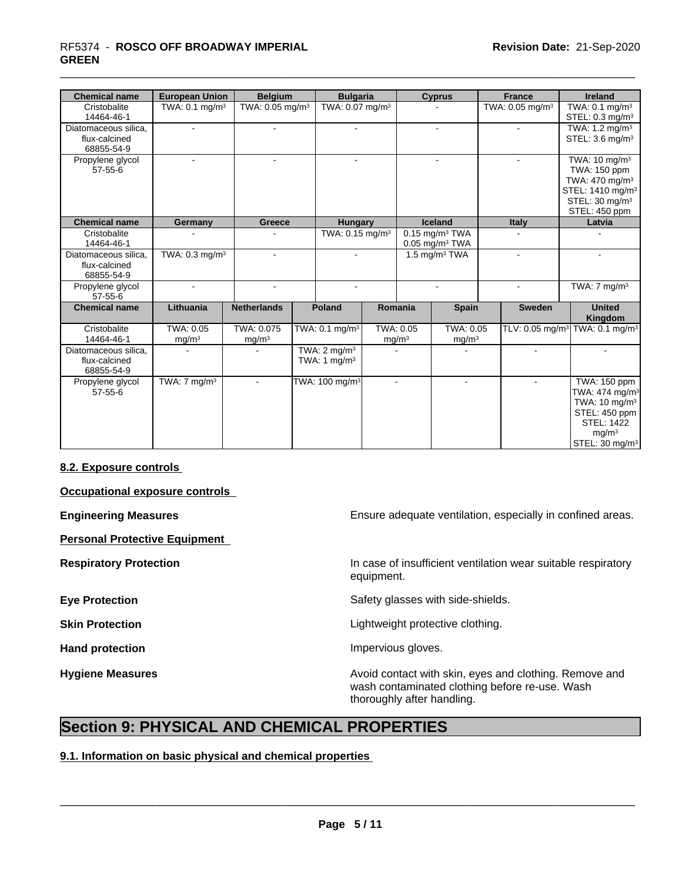| Chemical name | European Union | Belgium | Bulgaria | Cyprus | France | Ireland |
|---|---|---|---|---|---|---|
| Cristobalite 14464-46-1 | TWA: 0.1 mg/m³ | TWA: 0.05 mg/m³ | TWA: 0.07 mg/m³ | - | TWA: 0.05 mg/m³ | TWA: 0.1 mg/m³ STEL: 0.3 mg/m³ |
| Diatomaceous silica, flux-calcined 68855-54-9 | - | - | - | - | - | TWA: 1.2 mg/m³ STEL: 3.6 mg/m³ |
| Propylene glycol 57-55-6 | - | - | - | - | - | TWA: 10 mg/m³ TWA: 150 ppm TWA: 470 mg/m³ STEL: 1410 mg/m³ STEL: 30 mg/m³ STEL: 450 ppm |

| Chemical name | Germany | Greece | Hungary | Iceland | Italy | Latvia |
|---|---|---|---|---|---|---|
| Cristobalite 14464-46-1 | - | - | TWA: 0.15 mg/m³ | 0.15 mg/m³ TWA 0.05 mg/m³ TWA | - | - |
| Diatomaceous silica, flux-calcined 68855-54-9 | TWA: 0.3 mg/m³ | - | - | 1.5 mg/m³ TWA | - | - |
| Propylene glycol 57-55-6 | - | - | - | - | - | TWA: 7 mg/m³ |

| Chemical name | Lithuania | Netherlands | Poland | Romania | Spain | Sweden | United Kingdom |
|---|---|---|---|---|---|---|---|
| Cristobalite 14464-46-1 | TWA: 0.05 mg/m³ | TWA: 0.075 mg/m³ | TWA: 0.1 mg/m³ | TWA: 0.05 mg/m³ | TWA: 0.05 mg/m³ | TLV: 0.05 mg/m³ | TWA: 0.1 mg/m³ |
| Diatomaceous silica, flux-calcined 68855-54-9 | - | - | TWA: 2 mg/m³ TWA: 1 mg/m³ | - | - | - | - |
| Propylene glycol 57-55-6 | TWA: 7 mg/m³ | - | TWA: 100 mg/m³ | - | - | - | TWA: 150 ppm TWA: 474 mg/m³ TWA: 10 mg/m³ STEL: 450 ppm STEL: 1422 mg/m³ STEL: 30 mg/m³ |

**8.2. Exposure controls**

**Occupational exposure controls**

**Engineering Measures** Ensure adequate ventilation, especially in confined areas.

**Personal Protective Equipment**

**Respiratory Protection** In case of insufficient ventilation wear suitable respiratory equipment.

**Eye Protection** Safety glasses with side-shields.

**Skin Protection** Lightweight protective clothing.

**Hand protection** Impervious gloves.

**Hygiene Measures** Avoid contact with skin, eyes and clothing. Remove and wash contaminated clothing before re-use. Wash thoroughly after handling.

# Section 9: PHYSICAL AND CHEMICAL PROPERTIES

**9.1. Information on basic physical and chemical properties**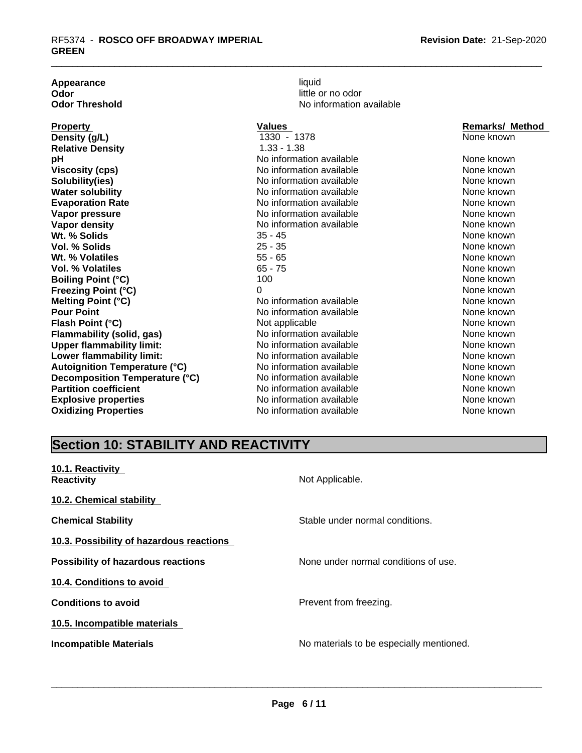| | |
|---|---|
| **Appearance** | liquid |
| **Odor** | little or no odor |
| **Odor Threshold** | No information available |

| **Property** | **Values** | **Remarks/ Method** |
|---|---|---|
| **Density (g/L)** | 1330 - 1378 | None known |
| **Relative Density** | 1.33 - 1.38 | |
| **pH** | No information available | None known |
| **Viscosity (cps)** | No information available | None known |
| **Solubility(ies)** | No information available | None known |
| **Water solubility** | No information available | None known |
| **Evaporation Rate** | No information available | None known |
| **Vapor pressure** | No information available | None known |
| **Vapor density** | No information available | None known |
| **Wt. % Solids** | 35 - 45 | None known |
| **Vol. % Solids** | 25 - 35 | None known |
| **Wt. % Volatiles** | 55 - 65 | None known |
| **Vol. % Volatiles** | 65 - 75 | None known |
| **Boiling Point (°C)** | 100 | None known |
| **Freezing Point (°C)** | 0 | None known |
| **Melting Point (°C)** | No information available | None known |
| **Pour Point** | No information available | None known |
| **Flash Point (°C)** | Not applicable | None known |
| **Flammability (solid, gas)** | No information available | None known |
| **Upper flammability limit:** | No information available | None known |
| **Lower flammability limit:** | No information available | None known |
| **Autoignition Temperature (°C)** | No information available | None known |
| **Decomposition Temperature (°C)** | No information available | None known |
| **Partition coefficient** | No information available | None known |
| **Explosive properties** | No information available | None known |
| **Oxidizing Properties** | No information available | None known |

## Section 10: STABILITY AND REACTIVITY

**10.1. Reactivity**

**Reactivity** Not Applicable.

**10.2. Chemical stability**

**Chemical Stability** Stable under normal conditions.

**10.3. Possibility of hazardous reactions**

**Possibility of hazardous reactions** None under normal conditions of use.

**10.4. Conditions to avoid**

**Conditions to avoid** Prevent from freezing.

**10.5. Incompatible materials**

**Incompatible Materials** No materials to be especially mentioned.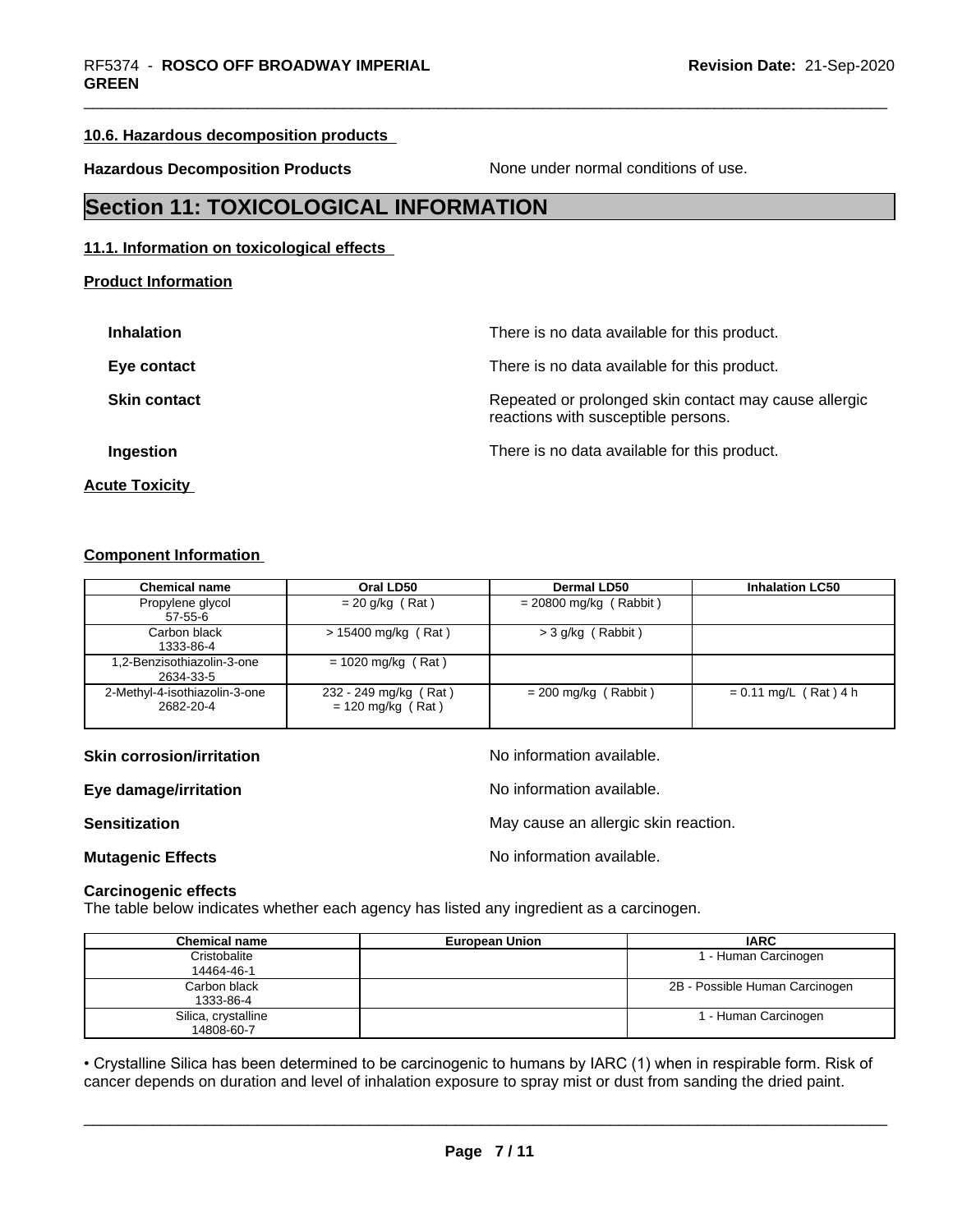#### 10.6. Hazardous decomposition products

**Hazardous Decomposition Products** None under normal conditions of use.

## Section 11: TOXICOLOGICAL INFORMATION

#### 11.1. Information on toxicological effects

**Product Information**

**Inhalation** There is no data available for this product.

**Eye contact** There is no data available for this product.

**Skin contact** Repeated or prolonged skin contact may cause allergic reactions with susceptible persons.

**Ingestion** There is no data available for this product.

**Acute Toxicity**

**Component Information**

| Chemical name | Oral LD50 | Dermal LD50 | Inhalation LC50 |
|---|---|---|---|
| Propylene glycol 57-55-6 | = 20 g/kg ( Rat ) | = 20800 mg/kg ( Rabbit ) | |
| Carbon black 1333-86-4 | > 15400 mg/kg ( Rat ) | > 3 g/kg ( Rabbit ) | |
| 1,2-Benzisothiazolin-3-one 2634-33-5 | = 1020 mg/kg ( Rat ) | | |
| 2-Methyl-4-isothiazolin-3-one 2682-20-4 | 232 - 249 mg/kg ( Rat ) = 120 mg/kg ( Rat ) | = 200 mg/kg ( Rabbit ) | = 0.11 mg/L ( Rat ) 4 h |

**Skin corrosion/irritation** No information available.

**Eye damage/irritation** No information available.

**Sensitization** May cause an allergic skin reaction.

**Mutagenic Effects** No information available.

**Carcinogenic effects**
The table below indicates whether each agency has listed any ingredient as a carcinogen.

| Chemical name | European Union | IARC |
|---|---|---|
| Cristobalite 14464-46-1 | | 1 - Human Carcinogen |
| Carbon black 1333-86-4 | | 2B - Possible Human Carcinogen |
| Silica, crystalline 14808-60-7 | | 1 - Human Carcinogen |

• Crystalline Silica has been determined to be carcinogenic to humans by IARC (1) when in respirable form. Risk of cancer depends on duration and level of inhalation exposure to spray mist or dust from sanding the dried paint.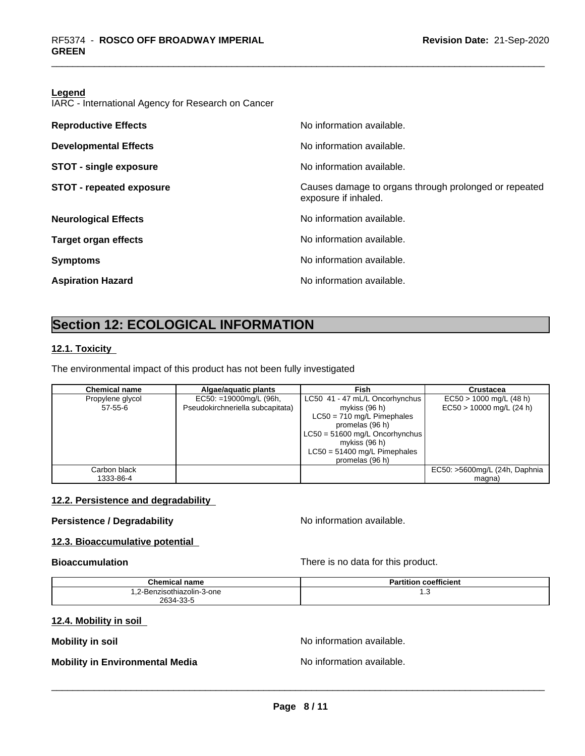**Legend**

IARC - International Agency for Research on Cancer

**Reproductive Effects** No information available.

**Developmental Effects** No information available.

**STOT - single exposure** No information available.

**STOT - repeated exposure** Causes damage to organs through prolonged or repeated exposure if inhaled.

**Neurological Effects** No information available.

**Target organ effects** No information available.

**Symptoms** No information available.

**Aspiration Hazard** No information available.

# Section 12: ECOLOGICAL INFORMATION

## 12.1. Toxicity

The environmental impact of this product has not been fully investigated

| Chemical name | Algae/aquatic plants | Fish | Crustacea |
|---|---|---|---|
| Propylene glycol<br>57-55-6 | EC50: =19000mg/L (96h, Pseudokirchneriella subcapitata) | LC50 41 - 47 mL/L Oncorhynchus mykiss (96 h)<br>LC50 = 710 mg/L Pimephales promelas (96 h)<br>LC50 = 51600 mg/L Oncorhynchus mykiss (96 h)<br>LC50 = 51400 mg/L Pimephales promelas (96 h) | EC50 > 1000 mg/L (48 h)<br>EC50 > 10000 mg/L (24 h) |
| Carbon black<br>1333-86-4 | | | EC50: >5600mg/L (24h, Daphnia magna) |

## 12.2. Persistence and degradability

**Persistence / Degradability** No information available.

## 12.3. Bioaccumulative potential

**Bioaccumulation** There is no data for this product.

| Chemical name | Partition coefficient |
|---|---|
| 1,2-Benzisothiazolin-3-one<br>2634-33-5 | 1.3 |

## 12.4. Mobility in soil

**Mobility in soil** No information available.

**Mobility in Environmental Media** No information available.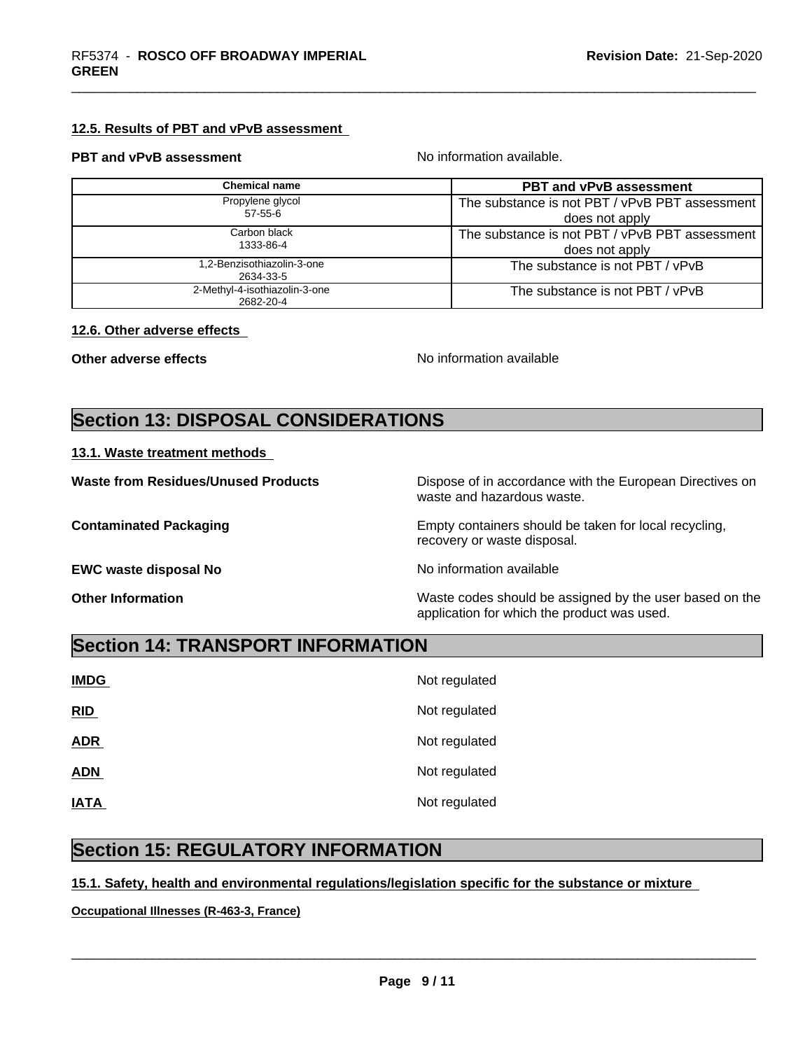#### 12.5. Results of PBT and vPvB assessment

**PBT and vPvB assessment** No information available.

| Chemical name | PBT and vPvB assessment |
| --- | --- |
| Propylene glycol<br>57-55-6 | The substance is not PBT / vPvB PBT assessment does not apply |
| Carbon black<br>1333-86-4 | The substance is not PBT / vPvB PBT assessment does not apply |
| 1,2-Benzisothiazolin-3-one<br>2634-33-5 | The substance is not PBT / vPvB |
| 2-Methyl-4-isothiazolin-3-one<br>2682-20-4 | The substance is not PBT / vPvB |

#### 12.6. Other adverse effects

**Other adverse effects** No information available

## Section 13: DISPOSAL CONSIDERATIONS

#### 13.1. Waste treatment methods

**Waste from Residues/Unused Products** Dispose of in accordance with the European Directives on waste and hazardous waste.

**Contaminated Packaging** Empty containers should be taken for local recycling, recovery or waste disposal.

**EWC waste disposal No** No information available

**Other Information** Waste codes should be assigned by the user based on the application for which the product was used.

## Section 14: TRANSPORT INFORMATION

**IMDG** Not regulated

**RID** Not regulated

**ADR** Not regulated

**ADN** Not regulated

**IATA** Not regulated

## Section 15: REGULATORY INFORMATION

#### 15.1. Safety, health and environmental regulations/legislation specific for the substance or mixture

**Occupational Illnesses (R-463-3, France)**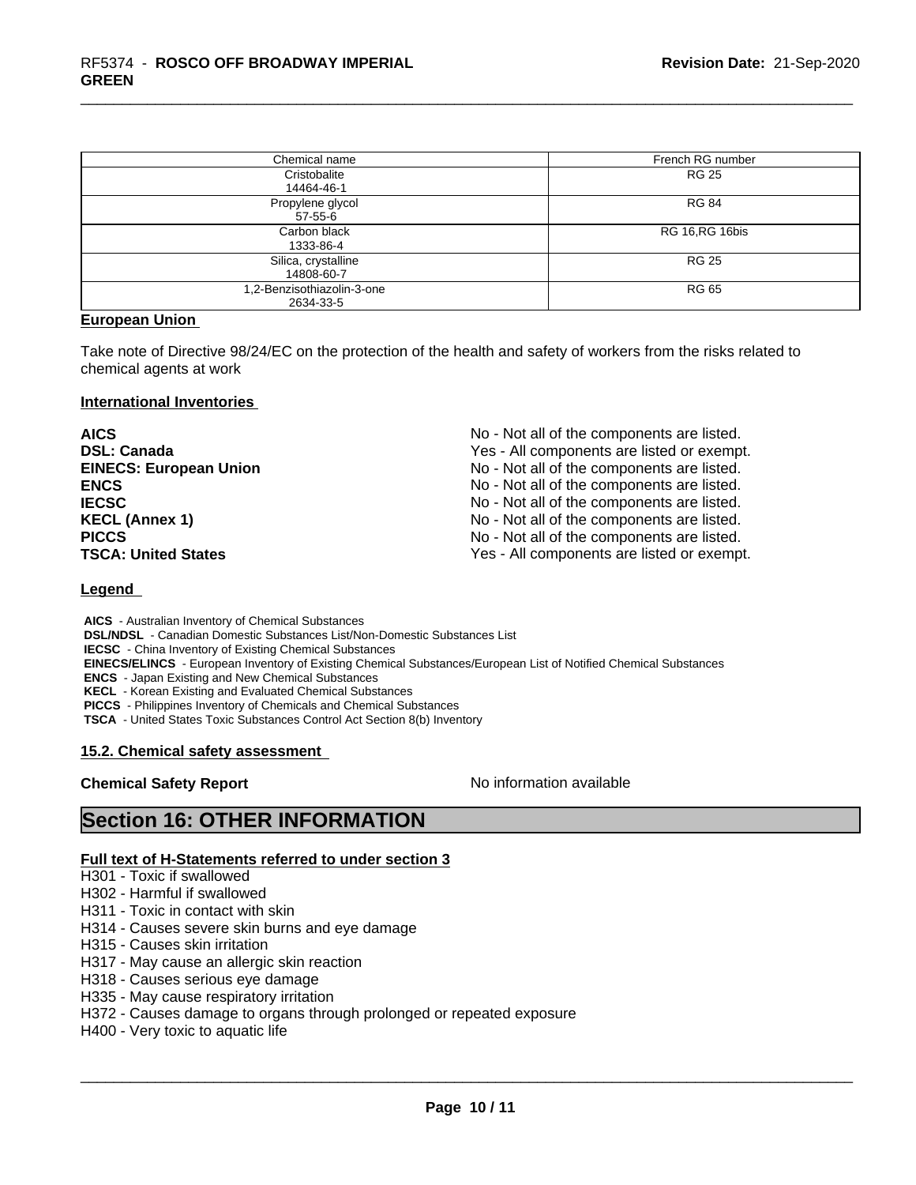| Chemical name | French RG number |
| --- | --- |
| Cristobalite<br>14464-46-1 | RG 25 |
| Propylene glycol<br>57-55-6 | RG 84 |
| Carbon black<br>1333-86-4 | RG 16,RG 16bis |
| Silica, crystalline<br>14808-60-7 | RG 25 |
| 1,2-Benzisothiazolin-3-one<br>2634-33-5 | RG 65 |

**European Union**

Take note of Directive 98/24/EC on the protection of the health and safety of workers from the risks related to chemical agents at work

**International Inventories**

| | |
| --- | --- |
| **AICS** | No - Not all of the components are listed. |
| **DSL: Canada** | Yes - All components are listed or exempt. |
| **EINECS: European Union** | No - Not all of the components are listed. |
| **ENCS** | No - Not all of the components are listed. |
| **IECSC** | No - Not all of the components are listed. |
| **KECL (Annex 1)** | No - Not all of the components are listed. |
| **PICCS** | No - Not all of the components are listed. |
| **TSCA: United States** | Yes - All components are listed or exempt. |

**Legend**

**AICS** - Australian Inventory of Chemical Substances
**DSL/NDSL** - Canadian Domestic Substances List/Non-Domestic Substances List
**IECSC** - China Inventory of Existing Chemical Substances
**EINECS/ELINCS** - European Inventory of Existing Chemical Substances/European List of Notified Chemical Substances
**ENCS** - Japan Existing and New Chemical Substances
**KECL** - Korean Existing and Evaluated Chemical Substances
**PICCS** - Philippines Inventory of Chemicals and Chemical Substances
**TSCA** - United States Toxic Substances Control Act Section 8(b) Inventory

**15.2. Chemical safety assessment**

**Chemical Safety Report** No information available

# Section 16: OTHER INFORMATION

**Full text of H-Statements referred to under section 3**

H301 - Toxic if swallowed
H302 - Harmful if swallowed
H311 - Toxic in contact with skin
H314 - Causes severe skin burns and eye damage
H315 - Causes skin irritation
H317 - May cause an allergic skin reaction
H318 - Causes serious eye damage
H335 - May cause respiratory irritation
H372 - Causes damage to organs through prolonged or repeated exposure
H400 - Very toxic to aquatic life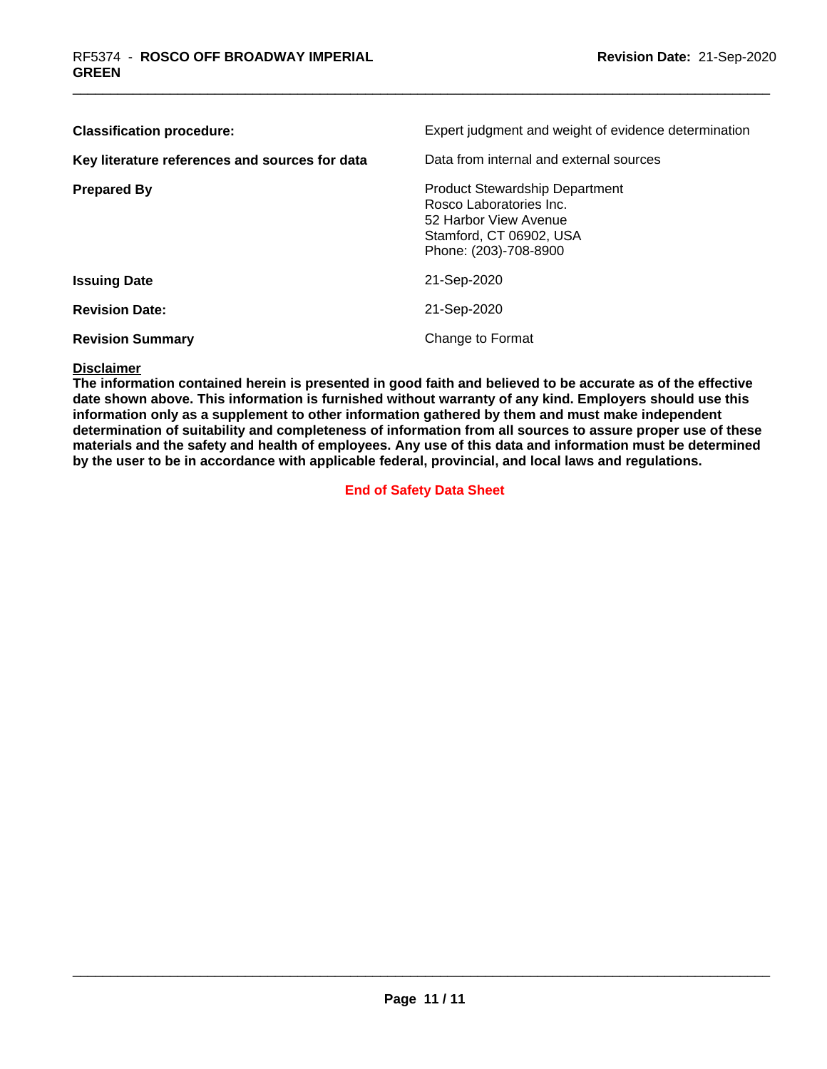| | |
|---|---|
| **Classification procedure:** | Expert judgment and weight of evidence determination |
| **Key literature references and sources for data** | Data from internal and external sources |
| **Prepared By** | Product Stewardship Department<br>Rosco Laboratories Inc.<br>52 Harbor View Avenue<br>Stamford, CT 06902, USA<br>Phone: (203)-708-8900 |
| **Issuing Date** | 21-Sep-2020 |
| **Revision Date:** | 21-Sep-2020 |
| **Revision Summary** | Change to Format |

**Disclaimer**

**The information contained herein is presented in good faith and believed to be accurate as of the effective date shown above. This information is furnished without warranty of any kind. Employers should use this information only as a supplement to other information gathered by them and must make independent determination of suitability and completeness of information from all sources to assure proper use of these materials and the safety and health of employees. Any use of this data and information must be determined by the user to be in accordance with applicable federal, provincial, and local laws and regulations.**

**End of Safety Data Sheet**